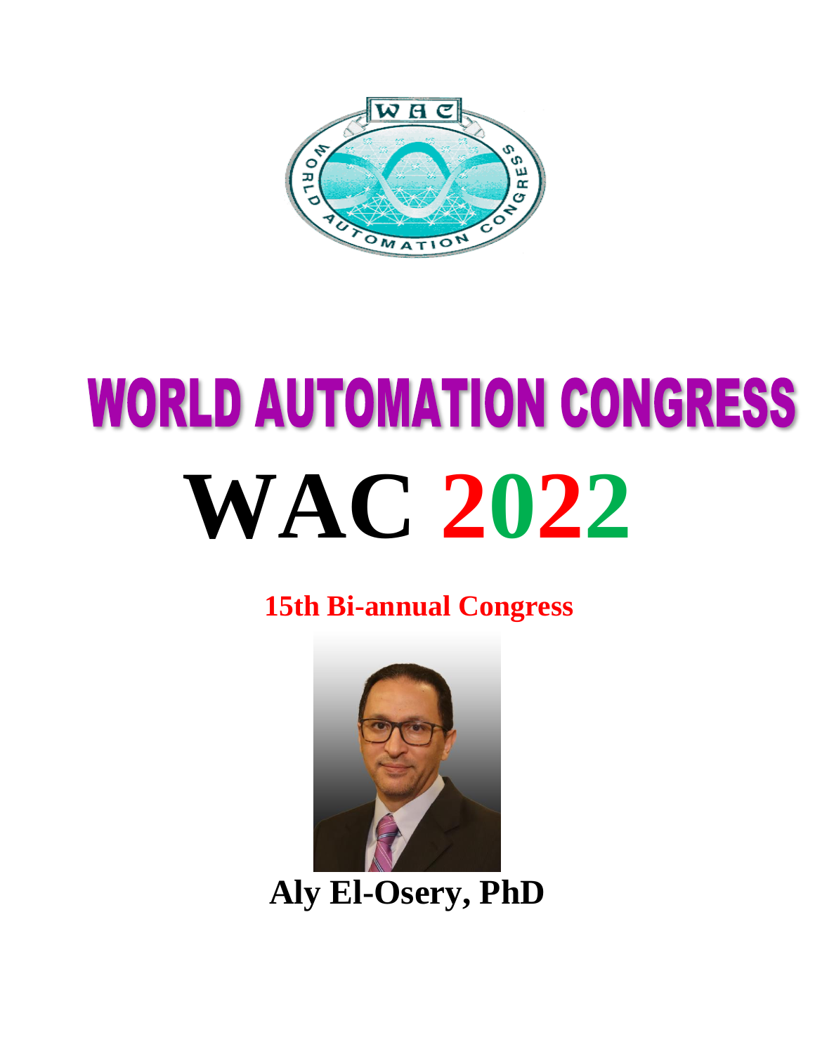# WORLD AUTOMATION CONGRESS

# WAC 2022

**15th Bi-annual Congress**

**Aly El-Osery, PhD**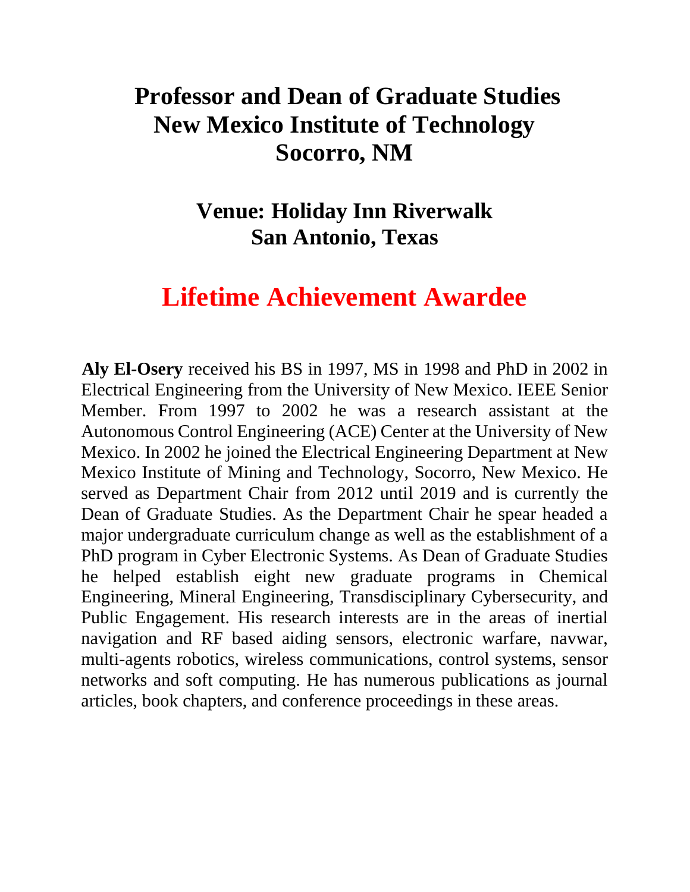## Professor and Dean of Graduate Studies
## New Mexico Institute of Technology
## Socorro, NM

### Venue: Holiday Inn Riverwalk
### San Antonio, Texas

# Lifetime Achievement Awardee

**Aly El-Osery** received his BS in 1997, MS in 1998 and PhD in 2002 in Electrical Engineering from the University of New Mexico. IEEE Senior Member. From 1997 to 2002 he was a research assistant at the Autonomous Control Engineering (ACE) Center at the University of New Mexico. In 2002 he joined the Electrical Engineering Department at New Mexico Institute of Mining and Technology, Socorro, New Mexico. He served as Department Chair from 2012 until 2019 and is currently the Dean of Graduate Studies. As the Department Chair he spear headed a major undergraduate curriculum change as well as the establishment of a PhD program in Cyber Electronic Systems. As Dean of Graduate Studies he helped establish eight new graduate programs in Chemical Engineering, Mineral Engineering, Transdisciplinary Cybersecurity, and Public Engagement. His research interests are in the areas of inertial navigation and RF based aiding sensors, electronic warfare, navwar, multi-agents robotics, wireless communications, control systems, sensor networks and soft computing. He has numerous publications as journal articles, book chapters, and conference proceedings in these areas.